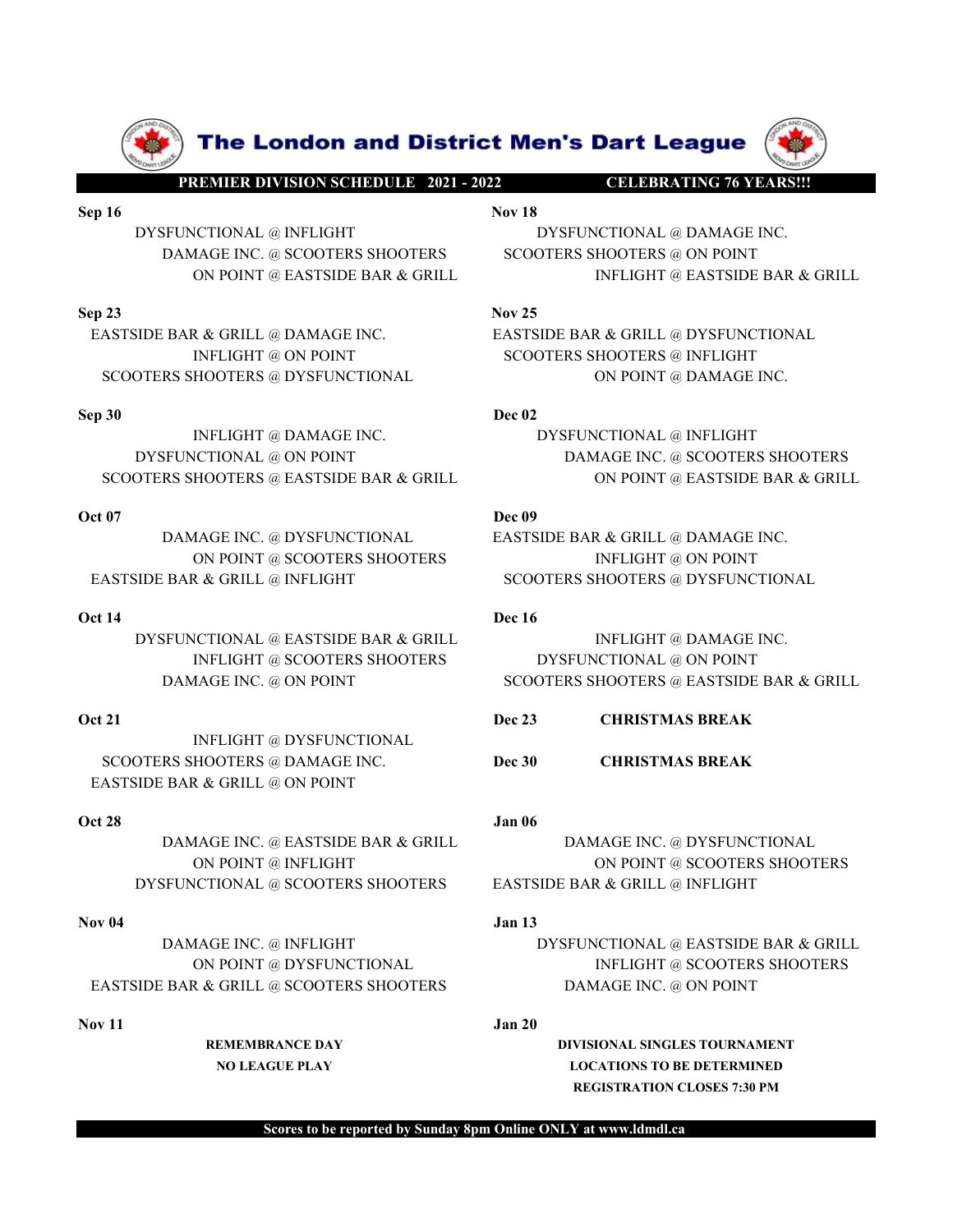# The London and District Men's Dart League

**PREMIER DIVISION SCHEDULE 2021 - 2022** **CELEBRATING 76 YEARS!!!**

**Sep 16**
- DYSFUNCTIONAL @ INFLIGHT
- DAMAGE INC. @ SCOOTERS SHOOTERS
- ON POINT @ EASTSIDE BAR & GRILL

**Sep 23**
- EASTSIDE BAR & GRILL @ DAMAGE INC.
- INFLIGHT @ ON POINT
- SCOOTERS SHOOTERS @ DYSFUNCTIONAL

**Sep 30**
- INFLIGHT @ DAMAGE INC.
- DYSFUNCTIONAL @ ON POINT
- SCOOTERS SHOOTERS @ EASTSIDE BAR & GRILL

**Oct 07**
- DAMAGE INC. @ DYSFUNCTIONAL
- ON POINT @ SCOOTERS SHOOTERS
- EASTSIDE BAR & GRILL @ INFLIGHT

**Oct 14**
- DYSFUNCTIONAL @ EASTSIDE BAR & GRILL
- INFLIGHT @ SCOOTERS SHOOTERS
- DAMAGE INC. @ ON POINT

**Oct 21**
- INFLIGHT @ DYSFUNCTIONAL
- SCOOTERS SHOOTERS @ DAMAGE INC.
- EASTSIDE BAR & GRILL @ ON POINT

**Oct 28**
- DAMAGE INC. @ EASTSIDE BAR & GRILL
- ON POINT @ INFLIGHT
- DYSFUNCTIONAL @ SCOOTERS SHOOTERS

**Nov 04**
- DAMAGE INC. @ INFLIGHT
- ON POINT @ DYSFUNCTIONAL
- EASTSIDE BAR & GRILL @ SCOOTERS SHOOTERS

**Nov 11**

**REMEMBRANCE DAY**
**NO LEAGUE PLAY**

**Nov 18**
- DYSFUNCTIONAL @ DAMAGE INC.
- SCOOTERS SHOOTERS @ ON POINT
- INFLIGHT @ EASTSIDE BAR & GRILL

**Nov 25**
- EASTSIDE BAR & GRILL @ DYSFUNCTIONAL
- SCOOTERS SHOOTERS @ INFLIGHT
- ON POINT @ DAMAGE INC.

**Dec 02**
- DYSFUNCTIONAL @ INFLIGHT
- DAMAGE INC. @ SCOOTERS SHOOTERS
- ON POINT @ EASTSIDE BAR & GRILL

**Dec 09**
- EASTSIDE BAR & GRILL @ DAMAGE INC.
- INFLIGHT @ ON POINT
- SCOOTERS SHOOTERS @ DYSFUNCTIONAL

**Dec 16**
- INFLIGHT @ DAMAGE INC.
- DYSFUNCTIONAL @ ON POINT
- SCOOTERS SHOOTERS @ EASTSIDE BAR & GRILL

**Dec 23** **CHRISTMAS BREAK**

**Dec 30** **CHRISTMAS BREAK**

**Jan 06**
- DAMAGE INC. @ DYSFUNCTIONAL
- ON POINT @ SCOOTERS SHOOTERS
- EASTSIDE BAR & GRILL @ INFLIGHT

**Jan 13**
- DYSFUNCTIONAL @ EASTSIDE BAR & GRILL
- INFLIGHT @ SCOOTERS SHOOTERS
- DAMAGE INC. @ ON POINT

**Jan 20**

**DIVISIONAL SINGLES TOURNAMENT**
**LOCATIONS TO BE DETERMINED**
**REGISTRATION CLOSES 7:30 PM**

**Scores to be reported by Sunday 8pm Online ONLY at www.ldmdl.ca**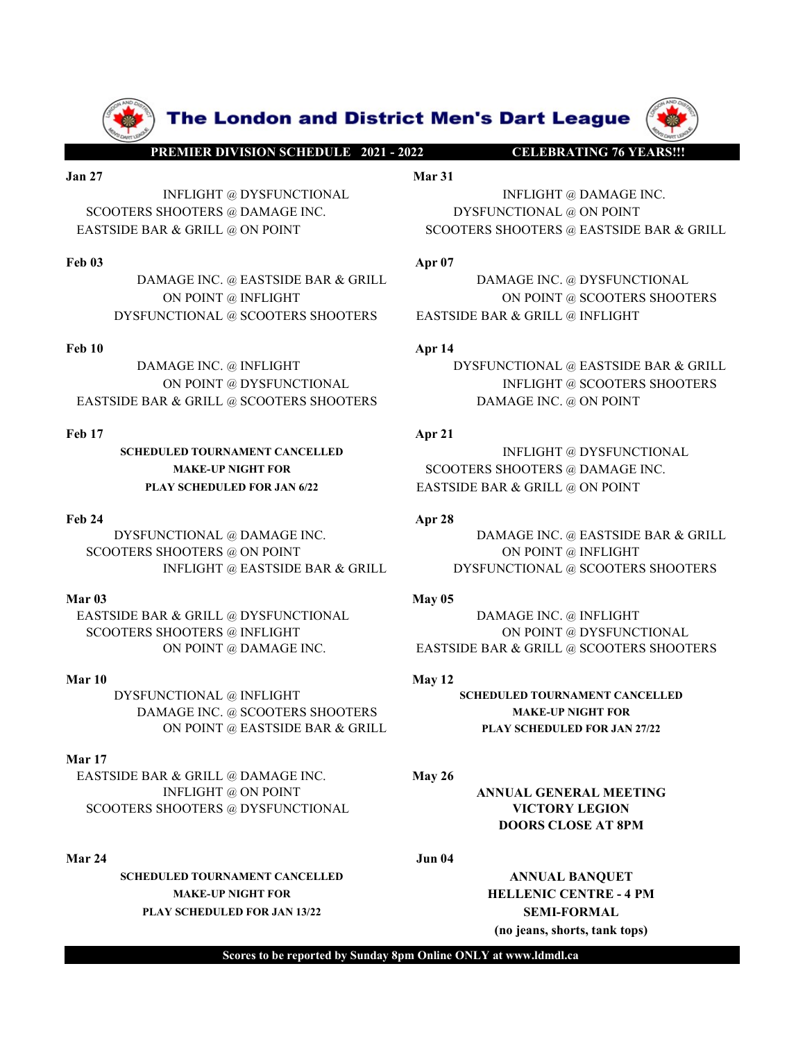# The London and District Men's Dart League

**PREMIER DIVISION SCHEDULE 2021 - 2022** **CELEBRATING 76 YEARS!!!**

**Jan 27**

INFLIGHT @ DYSFUNCTIONAL
SCOOTERS SHOOTERS @ DAMAGE INC.
EASTSIDE BAR & GRILL @ ON POINT

**Feb 03**

DAMAGE INC. @ EASTSIDE BAR & GRILL
ON POINT @ INFLIGHT
DYSFUNCTIONAL @ SCOOTERS SHOOTERS

**Feb 10**

DAMAGE INC. @ INFLIGHT
ON POINT @ DYSFUNCTIONAL
EASTSIDE BAR & GRILL @ SCOOTERS SHOOTERS

**Feb 17**

**SCHEDULED TOURNAMENT CANCELLED**
**MAKE-UP NIGHT FOR**
**PLAY SCHEDULED FOR JAN 6/22**

**Feb 24**

DYSFUNCTIONAL @ DAMAGE INC.
SCOOTERS SHOOTERS @ ON POINT
INFLIGHT @ EASTSIDE BAR & GRILL

**Mar 03**

EASTSIDE BAR & GRILL @ DYSFUNCTIONAL
SCOOTERS SHOOTERS @ INFLIGHT
ON POINT @ DAMAGE INC.

**Mar 10**

DYSFUNCTIONAL @ INFLIGHT
DAMAGE INC. @ SCOOTERS SHOOTERS
ON POINT @ EASTSIDE BAR & GRILL

**Mar 17**

EASTSIDE BAR & GRILL @ DAMAGE INC.
INFLIGHT @ ON POINT
SCOOTERS SHOOTERS @ DYSFUNCTIONAL

**Mar 24**

**SCHEDULED TOURNAMENT CANCELLED**
**MAKE-UP NIGHT FOR**
**PLAY SCHEDULED FOR JAN 13/22**

**Mar 31**

INFLIGHT @ DAMAGE INC.
DYSFUNCTIONAL @ ON POINT
SCOOTERS SHOOTERS @ EASTSIDE BAR & GRILL

**Apr 07**

DAMAGE INC. @ DYSFUNCTIONAL
ON POINT @ SCOOTERS SHOOTERS
EASTSIDE BAR & GRILL @ INFLIGHT

**Apr 14**

DYSFUNCTIONAL @ EASTSIDE BAR & GRILL
INFLIGHT @ SCOOTERS SHOOTERS
DAMAGE INC. @ ON POINT

**Apr 21**

INFLIGHT @ DYSFUNCTIONAL
SCOOTERS SHOOTERS @ DAMAGE INC.
EASTSIDE BAR & GRILL @ ON POINT

**Apr 28**

DAMAGE INC. @ EASTSIDE BAR & GRILL
ON POINT @ INFLIGHT
DYSFUNCTIONAL @ SCOOTERS SHOOTERS

**May 05**

DAMAGE INC. @ INFLIGHT
ON POINT @ DYSFUNCTIONAL
EASTSIDE BAR & GRILL @ SCOOTERS SHOOTERS

**May 12**

**SCHEDULED TOURNAMENT CANCELLED**
**MAKE-UP NIGHT FOR**
**PLAY SCHEDULED FOR JAN 27/22**

**May 26**

**ANNUAL GENERAL MEETING**
**VICTORY LEGION**
**DOORS CLOSE AT 8PM**

**Jun 04**

**ANNUAL BANQUET**
**HELLENIC CENTRE - 4 PM**
**SEMI-FORMAL**
**(no jeans, shorts, tank tops)**

**Scores to be reported by Sunday 8pm Online ONLY at www.ldmdl.ca**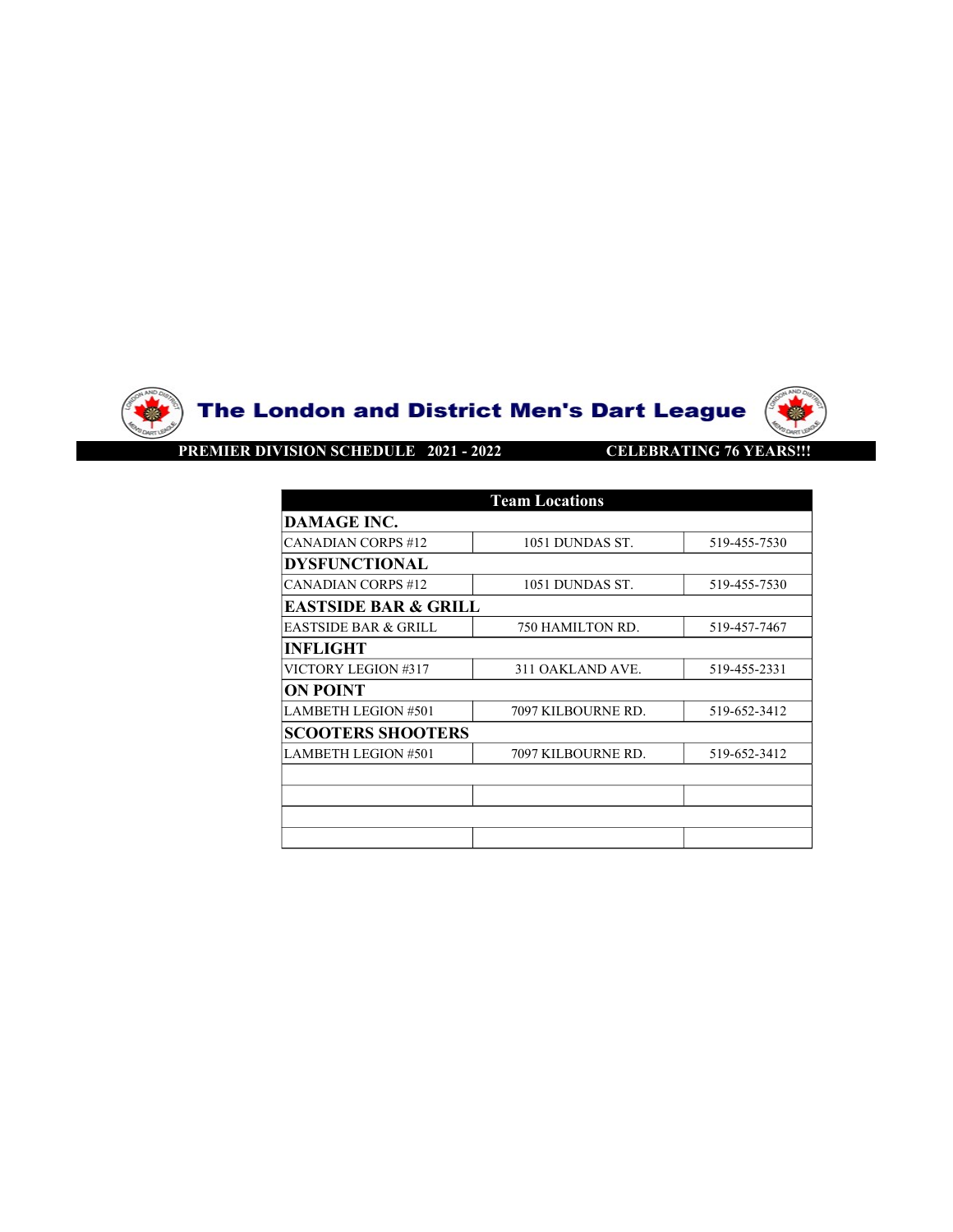# The London and District Men's Dart League

**PREMIER DIVISION SCHEDULE 2021 - 2022** **CELEBRATING 76 YEARS!!!**

| Team Locations | | |
|---|---|---|
| **DAMAGE INC.** | | |
| CANADIAN CORPS #12 | 1051 DUNDAS ST. | 519-455-7530 |
| **DYSFUNCTIONAL** | | |
| CANADIAN CORPS #12 | 1051 DUNDAS ST. | 519-455-7530 |
| **EASTSIDE BAR & GRILL** | | |
| EASTSIDE BAR & GRILL | 750 HAMILTON RD. | 519-457-7467 |
| **INFLIGHT** | | |
| VICTORY LEGION #317 | 311 OAKLAND AVE. | 519-455-2331 |
| **ON POINT** | | |
| LAMBETH LEGION #501 | 7097 KILBOURNE RD. | 519-652-3412 |
| **SCOOTERS SHOOTERS** | | |
| LAMBETH LEGION #501 | 7097 KILBOURNE RD. | 519-652-3412 |
| | | |
| | | |
| | | |
| | | |